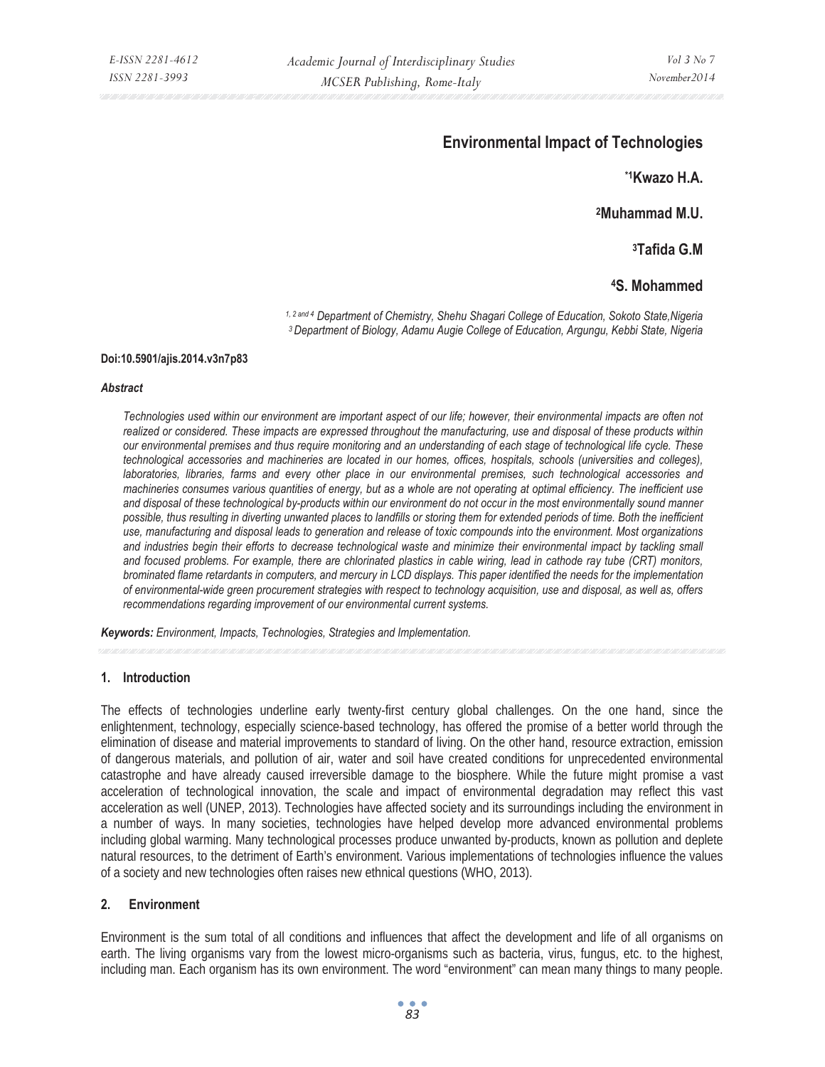# Environmental Impact of Technologies

**[*1]Kwazo H.A.**

**[2]Muhammad M.U.**

**[3]Tafida G.M**

**[4]S. Mohammed**

*[1, 2 and 4] Department of Chemistry, Shehu Shagari College of Education, Sokoto State,Nigeria*
*[3] Department of Biology, Adamu Augie College of Education, Argungu, Kebbi State, Nigeria*

**Doi:10.5901/ajis.2014.v3n7p83**

***Abstract***

*Technologies used within our environment are important aspect of our life; however, their environmental impacts are often not realized or considered. These impacts are expressed throughout the manufacturing, use and disposal of these products within our environmental premises and thus require monitoring and an understanding of each stage of technological life cycle. These technological accessories and machineries are located in our homes, offices, hospitals, schools (universities and colleges), laboratories, libraries, farms and every other place in our environmental premises, such technological accessories and machineries consumes various quantities of energy, but as a whole are not operating at optimal efficiency. The inefficient use and disposal of these technological by-products within our environment do not occur in the most environmentally sound manner possible, thus resulting in diverting unwanted places to landfills or storing them for extended periods of time. Both the inefficient use, manufacturing and disposal leads to generation and release of toxic compounds into the environment. Most organizations and industries begin their efforts to decrease technological waste and minimize their environmental impact by tackling small and focused problems. For example, there are chlorinated plastics in cable wiring, lead in cathode ray tube (CRT) monitors, brominated flame retardants in computers, and mercury in LCD displays. This paper identified the needs for the implementation of environmental-wide green procurement strategies with respect to technology acquisition, use and disposal, as well as, offers recommendations regarding improvement of our environmental current systems.*

***Keywords:*** *Environment, Impacts, Technologies, Strategies and Implementation.*

## 1. Introduction

The effects of technologies underline early twenty-first century global challenges. On the one hand, since the enlightenment, technology, especially science-based technology, has offered the promise of a better world through the elimination of disease and material improvements to standard of living. On the other hand, resource extraction, emission of dangerous materials, and pollution of air, water and soil have created conditions for unprecedented environmental catastrophe and have already caused irreversible damage to the biosphere. While the future might promise a vast acceleration of technological innovation, the scale and impact of environmental degradation may reflect this vast acceleration as well (UNEP, 2013). Technologies have affected society and its surroundings including the environment in a number of ways. In many societies, technologies have helped develop more advanced environmental problems including global warming. Many technological processes produce unwanted by-products, known as pollution and deplete natural resources, to the detriment of Earth's environment. Various implementations of technologies influence the values of a society and new technologies often raises new ethnical questions (WHO, 2013).

## 2. Environment

Environment is the sum total of all conditions and influences that affect the development and life of all organisms on earth. The living organisms vary from the lowest micro-organisms such as bacteria, virus, fungus, etc. to the highest, including man. Each organism has its own environment. The word "environment" can mean many things to many people.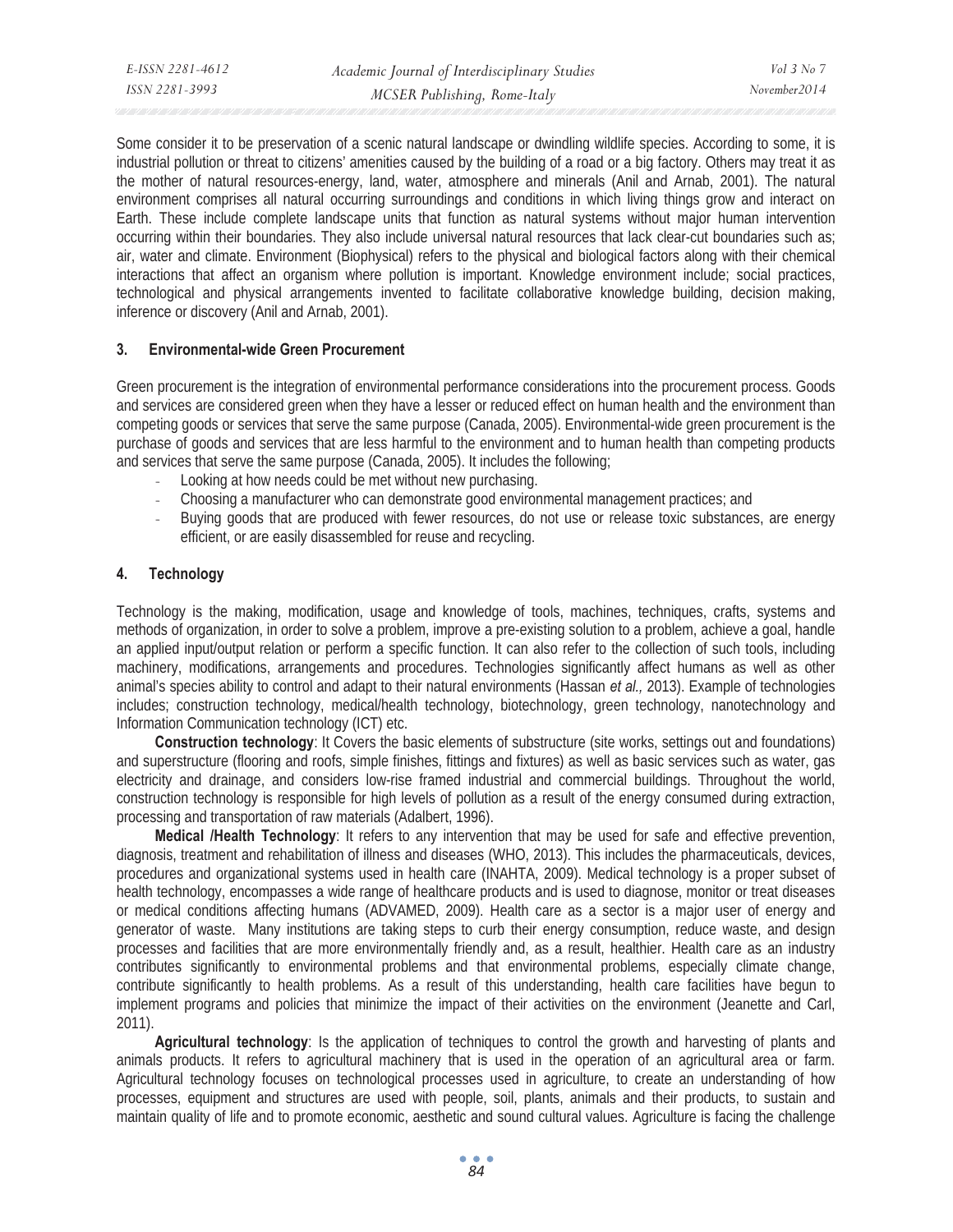Some consider it to be preservation of a scenic natural landscape or dwindling wildlife species. According to some, it is industrial pollution or threat to citizens' amenities caused by the building of a road or a big factory. Others may treat it as the mother of natural resources-energy, land, water, atmosphere and minerals (Anil and Arnab, 2001). The natural environment comprises all natural occurring surroundings and conditions in which living things grow and interact on Earth. These include complete landscape units that function as natural systems without major human intervention occurring within their boundaries. They also include universal natural resources that lack clear-cut boundaries such as; air, water and climate. Environment (Biophysical) refers to the physical and biological factors along with their chemical interactions that affect an organism where pollution is important. Knowledge environment include; social practices, technological and physical arrangements invented to facilitate collaborative knowledge building, decision making, inference or discovery (Anil and Arnab, 2001).

## 3. Environmental-wide Green Procurement

Green procurement is the integration of environmental performance considerations into the procurement process. Goods and services are considered green when they have a lesser or reduced effect on human health and the environment than competing goods or services that serve the same purpose (Canada, 2005). Environmental-wide green procurement is the purchase of goods and services that are less harmful to the environment and to human health than competing products and services that serve the same purpose (Canada, 2005). It includes the following;

- Looking at how needs could be met without new purchasing.
- Choosing a manufacturer who can demonstrate good environmental management practices; and
- Buying goods that are produced with fewer resources, do not use or release toxic substances, are energy efficient, or are easily disassembled for reuse and recycling.

## 4. Technology

Technology is the making, modification, usage and knowledge of tools, machines, techniques, crafts, systems and methods of organization, in order to solve a problem, improve a pre-existing solution to a problem, achieve a goal, handle an applied input/output relation or perform a specific function. It can also refer to the collection of such tools, including machinery, modifications, arrangements and procedures. Technologies significantly affect humans as well as other animal's species ability to control and adapt to their natural environments (Hassan *et al.,* 2013). Example of technologies includes; construction technology, medical/health technology, biotechnology, green technology, nanotechnology and Information Communication technology (ICT) etc.

**Construction technology**: It Covers the basic elements of substructure (site works, settings out and foundations) and superstructure (flooring and roofs, simple finishes, fittings and fixtures) as well as basic services such as water, gas electricity and drainage, and considers low-rise framed industrial and commercial buildings. Throughout the world, construction technology is responsible for high levels of pollution as a result of the energy consumed during extraction, processing and transportation of raw materials (Adalbert, 1996).

**Medical /Health Technology**: It refers to any intervention that may be used for safe and effective prevention, diagnosis, treatment and rehabilitation of illness and diseases (WHO, 2013). This includes the pharmaceuticals, devices, procedures and organizational systems used in health care (INAHTA, 2009). Medical technology is a proper subset of health technology, encompasses a wide range of healthcare products and is used to diagnose, monitor or treat diseases or medical conditions affecting humans (ADVAMED, 2009). Health care as a sector is a major user of energy and generator of waste. Many institutions are taking steps to curb their energy consumption, reduce waste, and design processes and facilities that are more environmentally friendly and, as a result, healthier. Health care as an industry contributes significantly to environmental problems and that environmental problems, especially climate change, contribute significantly to health problems. As a result of this understanding, health care facilities have begun to implement programs and policies that minimize the impact of their activities on the environment (Jeanette and Carl, 2011).

**Agricultural technology**: Is the application of techniques to control the growth and harvesting of plants and animals products. It refers to agricultural machinery that is used in the operation of an agricultural area or farm. Agricultural technology focuses on technological processes used in agriculture, to create an understanding of how processes, equipment and structures are used with people, soil, plants, animals and their products, to sustain and maintain quality of life and to promote economic, aesthetic and sound cultural values. Agriculture is facing the challenge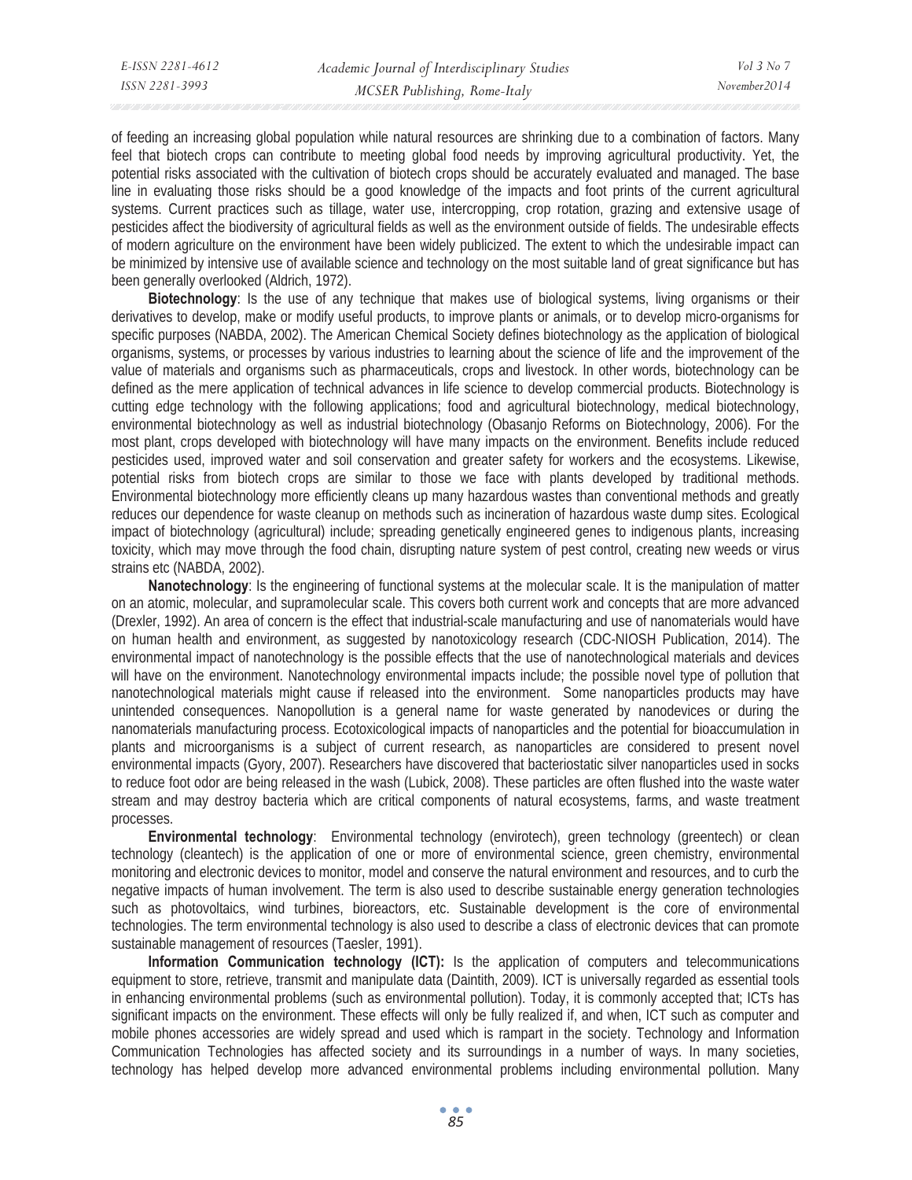of feeding an increasing global population while natural resources are shrinking due to a combination of factors. Many feel that biotech crops can contribute to meeting global food needs by improving agricultural productivity. Yet, the potential risks associated with the cultivation of biotech crops should be accurately evaluated and managed. The base line in evaluating those risks should be a good knowledge of the impacts and foot prints of the current agricultural systems. Current practices such as tillage, water use, intercropping, crop rotation, grazing and extensive usage of pesticides affect the biodiversity of agricultural fields as well as the environment outside of fields. The undesirable effects of modern agriculture on the environment have been widely publicized. The extent to which the undesirable impact can be minimized by intensive use of available science and technology on the most suitable land of great significance but has been generally overlooked (Aldrich, 1972).

**Biotechnology**: Is the use of any technique that makes use of biological systems, living organisms or their derivatives to develop, make or modify useful products, to improve plants or animals, or to develop micro-organisms for specific purposes (NABDA, 2002). The American Chemical Society defines biotechnology as the application of biological organisms, systems, or processes by various industries to learning about the science of life and the improvement of the value of materials and organisms such as pharmaceuticals, crops and livestock. In other words, biotechnology can be defined as the mere application of technical advances in life science to develop commercial products. Biotechnology is cutting edge technology with the following applications; food and agricultural biotechnology, medical biotechnology, environmental biotechnology as well as industrial biotechnology (Obasanjo Reforms on Biotechnology, 2006). For the most plant, crops developed with biotechnology will have many impacts on the environment. Benefits include reduced pesticides used, improved water and soil conservation and greater safety for workers and the ecosystems. Likewise, potential risks from biotech crops are similar to those we face with plants developed by traditional methods. Environmental biotechnology more efficiently cleans up many hazardous wastes than conventional methods and greatly reduces our dependence for waste cleanup on methods such as incineration of hazardous waste dump sites. Ecological impact of biotechnology (agricultural) include; spreading genetically engineered genes to indigenous plants, increasing toxicity, which may move through the food chain, disrupting nature system of pest control, creating new weeds or virus strains etc (NABDA, 2002).

**Nanotechnology**: Is the engineering of functional systems at the molecular scale. It is the manipulation of matter on an atomic, molecular, and supramolecular scale. This covers both current work and concepts that are more advanced (Drexler, 1992). An area of concern is the effect that industrial-scale manufacturing and use of nanomaterials would have on human health and environment, as suggested by nanotoxicology research (CDC-NIOSH Publication, 2014). The environmental impact of nanotechnology is the possible effects that the use of nanotechnological materials and devices will have on the environment. Nanotechnology environmental impacts include; the possible novel type of pollution that nanotechnological materials might cause if released into the environment. Some nanoparticles products may have unintended consequences. Nanopollution is a general name for waste generated by nanodevices or during the nanomaterials manufacturing process. Ecotoxicological impacts of nanoparticles and the potential for bioaccumulation in plants and microorganisms is a subject of current research, as nanoparticles are considered to present novel environmental impacts (Gyory, 2007). Researchers have discovered that bacteriostatic silver nanoparticles used in socks to reduce foot odor are being released in the wash (Lubick, 2008). These particles are often flushed into the waste water stream and may destroy bacteria which are critical components of natural ecosystems, farms, and waste treatment processes.

**Environmental technology**: Environmental technology (envirotech), green technology (greentech) or clean technology (cleantech) is the application of one or more of environmental science, green chemistry, environmental monitoring and electronic devices to monitor, model and conserve the natural environment and resources, and to curb the negative impacts of human involvement. The term is also used to describe sustainable energy generation technologies such as photovoltaics, wind turbines, bioreactors, etc. Sustainable development is the core of environmental technologies. The term environmental technology is also used to describe a class of electronic devices that can promote sustainable management of resources (Taesler, 1991).

**Information Communication technology (ICT):** Is the application of computers and telecommunications equipment to store, retrieve, transmit and manipulate data (Daintith, 2009). ICT is universally regarded as essential tools in enhancing environmental problems (such as environmental pollution). Today, it is commonly accepted that; ICTs has significant impacts on the environment. These effects will only be fully realized if, and when, ICT such as computer and mobile phones accessories are widely spread and used which is rampart in the society. Technology and Information Communication Technologies has affected society and its surroundings in a number of ways. In many societies, technology has helped develop more advanced environmental problems including environmental pollution. Many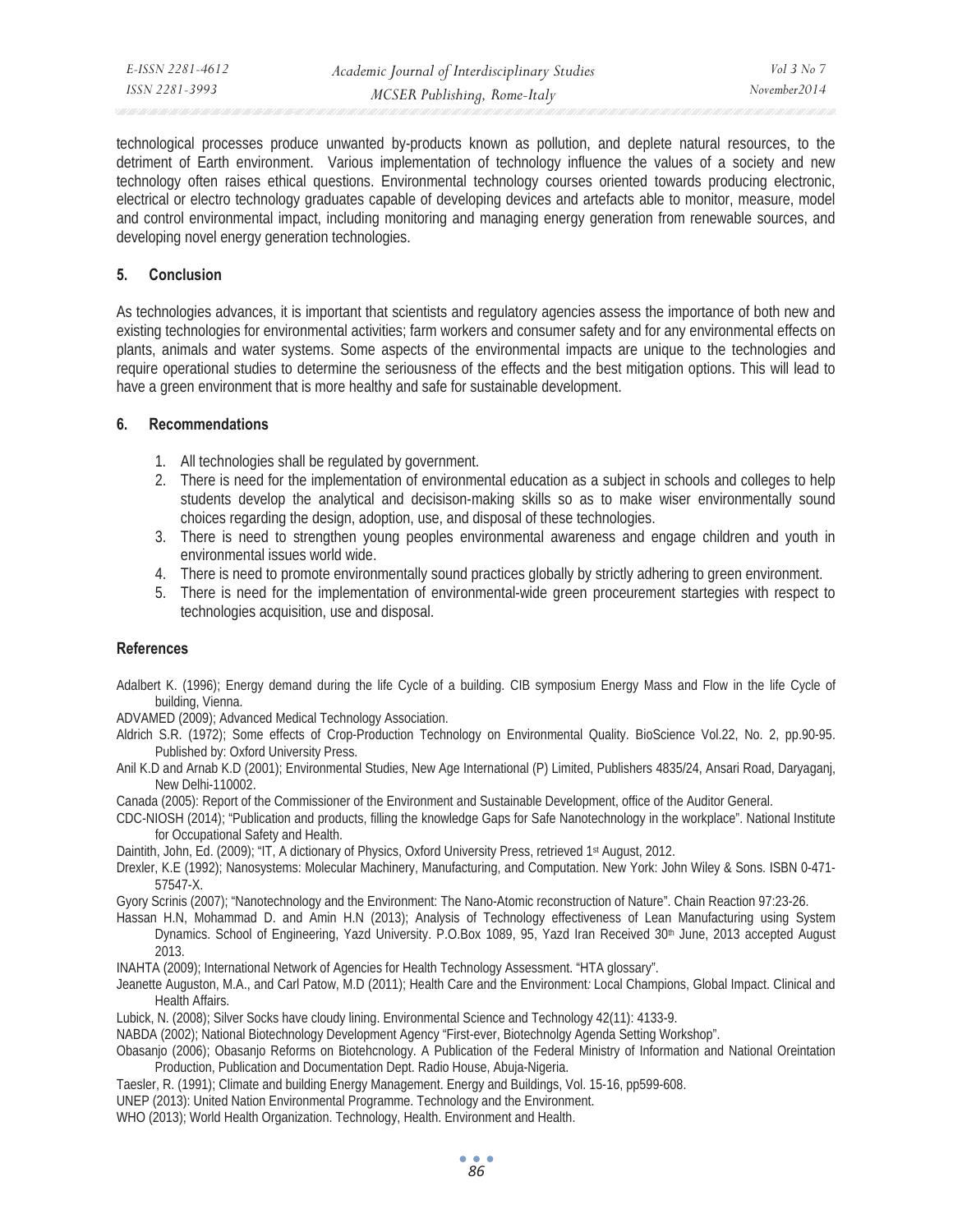technological processes produce unwanted by-products known as pollution, and deplete natural resources, to the detriment of Earth environment. Various implementation of technology influence the values of a society and new technology often raises ethical questions. Environmental technology courses oriented towards producing electronic, electrical or electro technology graduates capable of developing devices and artefacts able to monitor, measure, model and control environmental impact, including monitoring and managing energy generation from renewable sources, and developing novel energy generation technologies.

## 5. Conclusion

As technologies advances, it is important that scientists and regulatory agencies assess the importance of both new and existing technologies for environmental activities; farm workers and consumer safety and for any environmental effects on plants, animals and water systems. Some aspects of the environmental impacts are unique to the technologies and require operational studies to determine the seriousness of the effects and the best mitigation options. This will lead to have a green environment that is more healthy and safe for sustainable development.

## 6. Recommendations

1. All technologies shall be regulated by government.
2. There is need for the implementation of environmental education as a subject in schools and colleges to help students develop the analytical and decisison-making skills so as to make wiser environmentally sound choices regarding the design, adoption, use, and disposal of these technologies.
3. There is need to strengthen young peoples environmental awareness and engage children and youth in environmental issues world wide.
4. There is need to promote environmentally sound practices globally by strictly adhering to green environment.
5. There is need for the implementation of environmental-wide green proceurement startegies with respect to technologies acquisition, use and disposal.

## References

Adalbert K. (1996); Energy demand during the life Cycle of a building. CIB symposium Energy Mass and Flow in the life Cycle of building, Vienna.

ADVAMED (2009); Advanced Medical Technology Association.

Aldrich S.R. (1972); Some effects of Crop-Production Technology on Environmental Quality. BioScience Vol.22, No. 2, pp.90-95. Published by: Oxford University Press.

Anil K.D and Arnab K.D (2001); Environmental Studies, New Age International (P) Limited, Publishers 4835/24, Ansari Road, Daryaganj, New Delhi-110002.

Canada (2005): Report of the Commissioner of the Environment and Sustainable Development, office of the Auditor General.

CDC-NIOSH (2014); "Publication and products, filling the knowledge Gaps for Safe Nanotechnology in the workplace". National Institute for Occupational Safety and Health.

Daintith, John, Ed. (2009); "IT, A dictionary of Physics, Oxford University Press, retrieved 1st August, 2012.

Drexler, K.E (1992); Nanosystems: Molecular Machinery, Manufacturing, and Computation. New York: John Wiley & Sons. ISBN 0-471-57547-X.

Gyory Scrinis (2007); "Nanotechnology and the Environment: The Nano-Atomic reconstruction of Nature". Chain Reaction 97:23-26.

Hassan H.N, Mohammad D. and Amin H.N (2013); Analysis of Technology effectiveness of Lean Manufacturing using System Dynamics. School of Engineering, Yazd University. P.O.Box 1089, 95, Yazd Iran Received 30th June, 2013 accepted August 2013.

INAHTA (2009); International Network of Agencies for Health Technology Assessment. "HTA glossary".

Jeanette Auguston, M.A., and Carl Patow, M.D (2011); Health Care and the Environment: Local Champions, Global Impact. Clinical and Health Affairs.

Lubick, N. (2008); Silver Socks have cloudy lining. Environmental Science and Technology 42(11): 4133-9.

NABDA (2002); National Biotechnology Development Agency "First-ever, Biotechnolgy Agenda Setting Workshop".

Obasanjo (2006); Obasanjo Reforms on Biotehcnology. A Publication of the Federal Ministry of Information and National Oreintation Production, Publication and Documentation Dept. Radio House, Abuja-Nigeria.

Taesler, R. (1991); Climate and building Energy Management. Energy and Buildings, Vol. 15-16, pp599-608.

UNEP (2013): United Nation Environmental Programme. Technology and the Environment.

WHO (2013); World Health Organization. Technology, Health. Environment and Health.